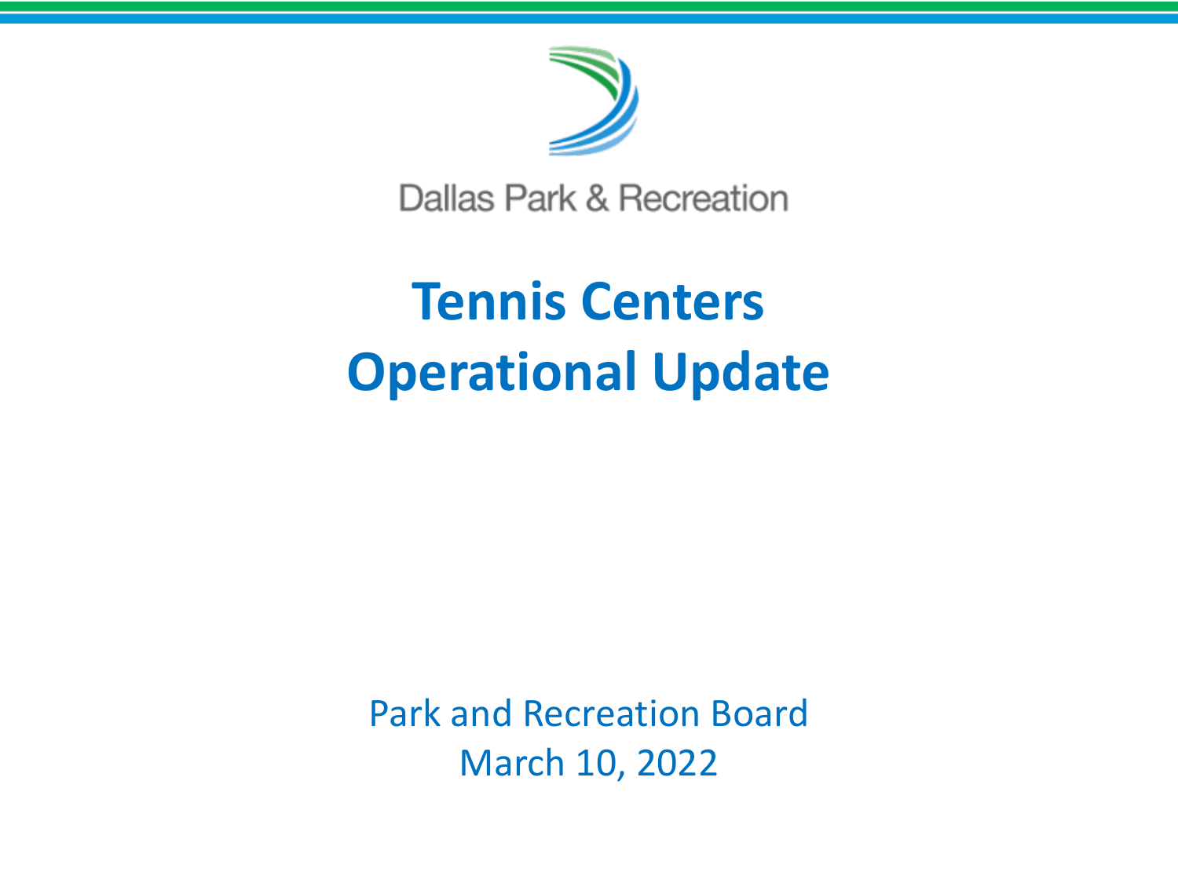Dallas Park & Recreation

# Tennis Centers Operational Update

Park and Recreation Board

March 10, 2022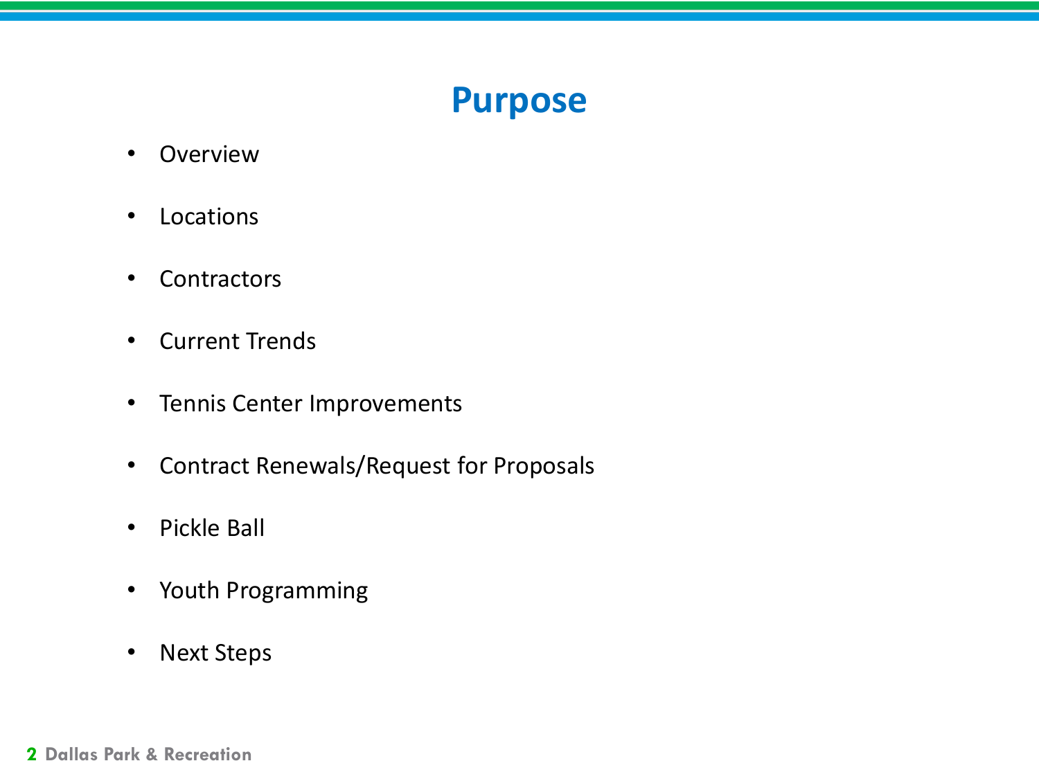# Purpose

- Overview
- Locations
- Contractors
- Current Trends
- Tennis Center Improvements
- Contract Renewals/Request for Proposals
- Pickle Ball
- Youth Programming
- Next Steps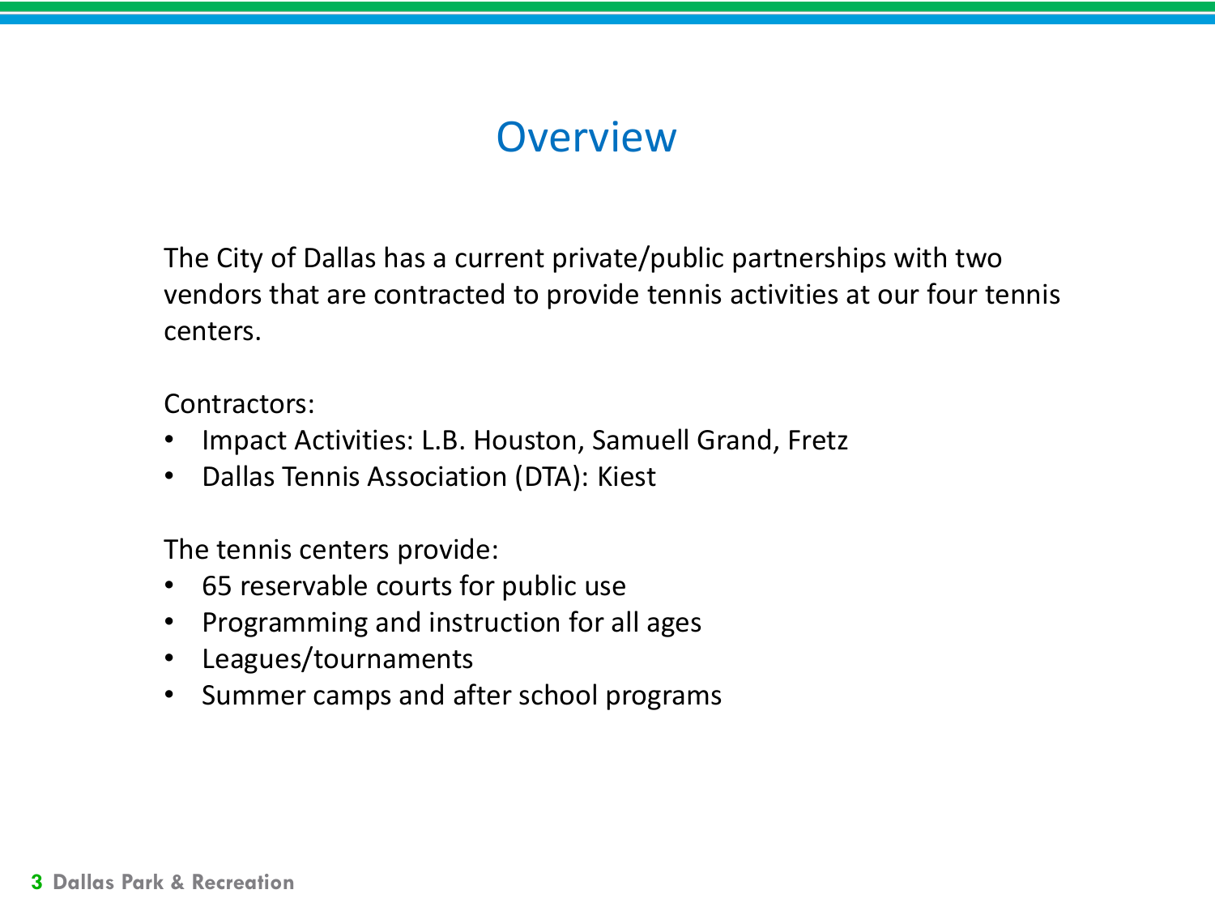# Overview

The City of Dallas has a current private/public partnerships with two vendors that are contracted to provide tennis activities at our four tennis centers.

Contractors:

- Impact Activities: L.B. Houston, Samuell Grand, Fretz
- Dallas Tennis Association (DTA): Kiest

The tennis centers provide:

- 65 reservable courts for public use
- Programming and instruction for all ages
- Leagues/tournaments
- Summer camps and after school programs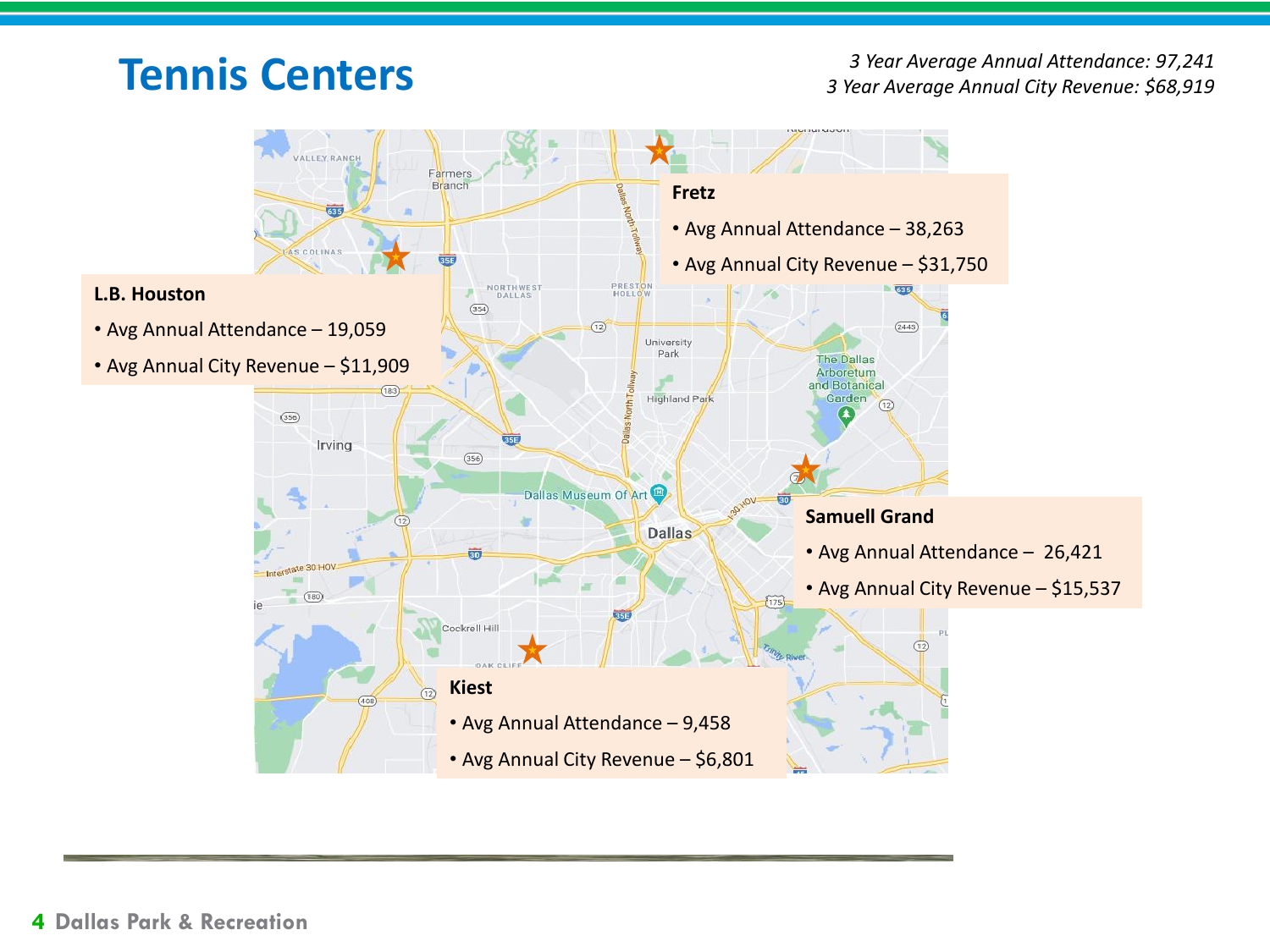# Tennis Centers

*3 Year Average Annual Attendance: 97,241*
*3 Year Average Annual City Revenue: $68,919*

**Fretz**

- Avg Annual Attendance – 38,263
- Avg Annual City Revenue – $31,750

**L.B. Houston**

- Avg Annual Attendance – 19,059
- Avg Annual City Revenue – $11,909

**Samuell Grand**

- Avg Annual Attendance – 26,421
- Avg Annual City Revenue – $15,537

**Kiest**

- Avg Annual Attendance – 9,458
- Avg Annual City Revenue – $6,801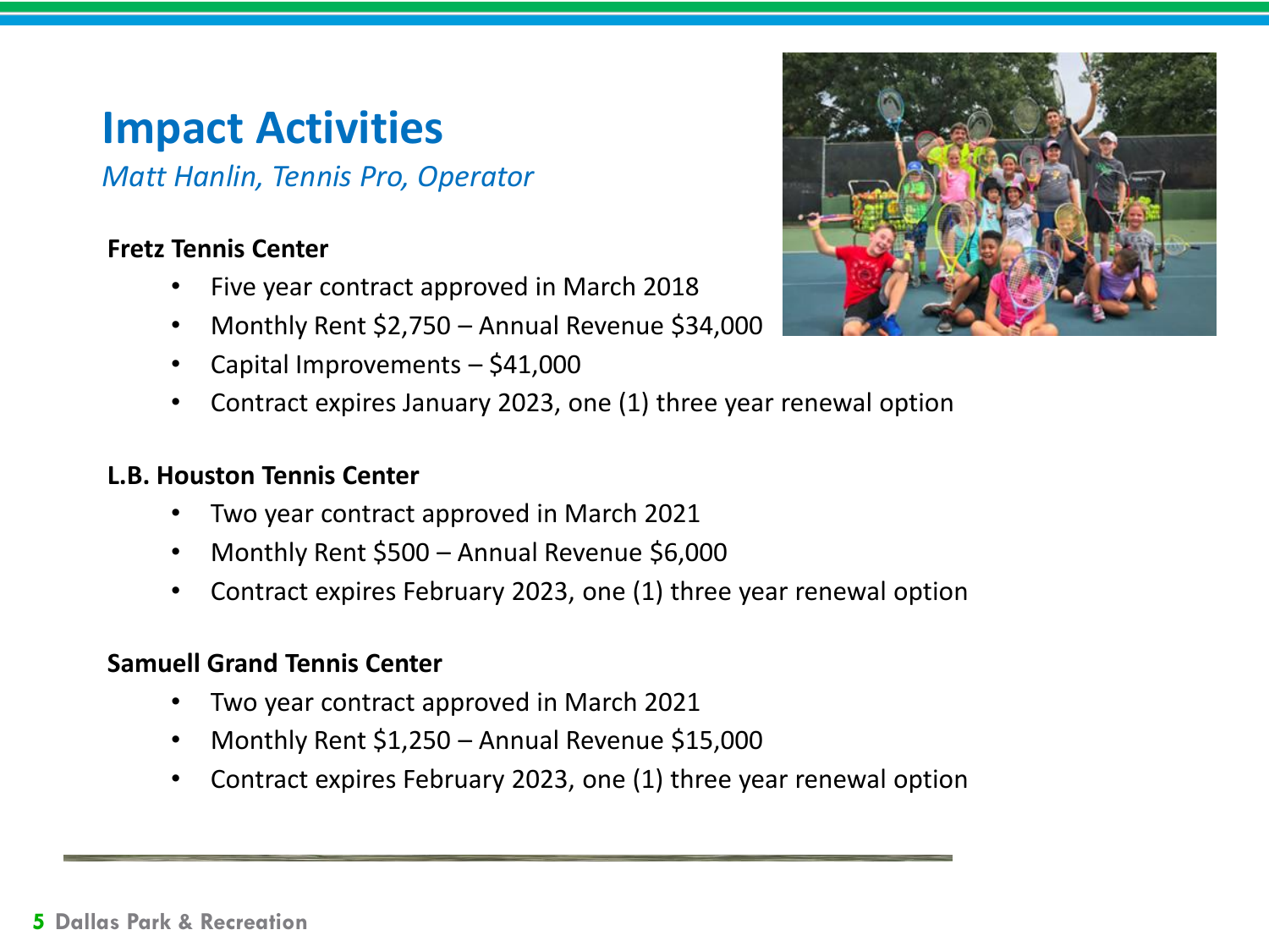# Impact Activities

*Matt Hanlin, Tennis Pro, Operator*

**Fretz Tennis Center**

- Five year contract approved in March 2018
- Monthly Rent $2,750 – Annual Revenue $34,000
- Capital Improvements – $41,000
- Contract expires January 2023, one (1) three year renewal option

**L.B. Houston Tennis Center**

- Two year contract approved in March 2021
- Monthly Rent $500 – Annual Revenue $6,000
- Contract expires February 2023, one (1) three year renewal option

**Samuell Grand Tennis Center**

- Two year contract approved in March 2021
- Monthly Rent $1,250 – Annual Revenue $15,000
- Contract expires February 2023, one (1) three year renewal option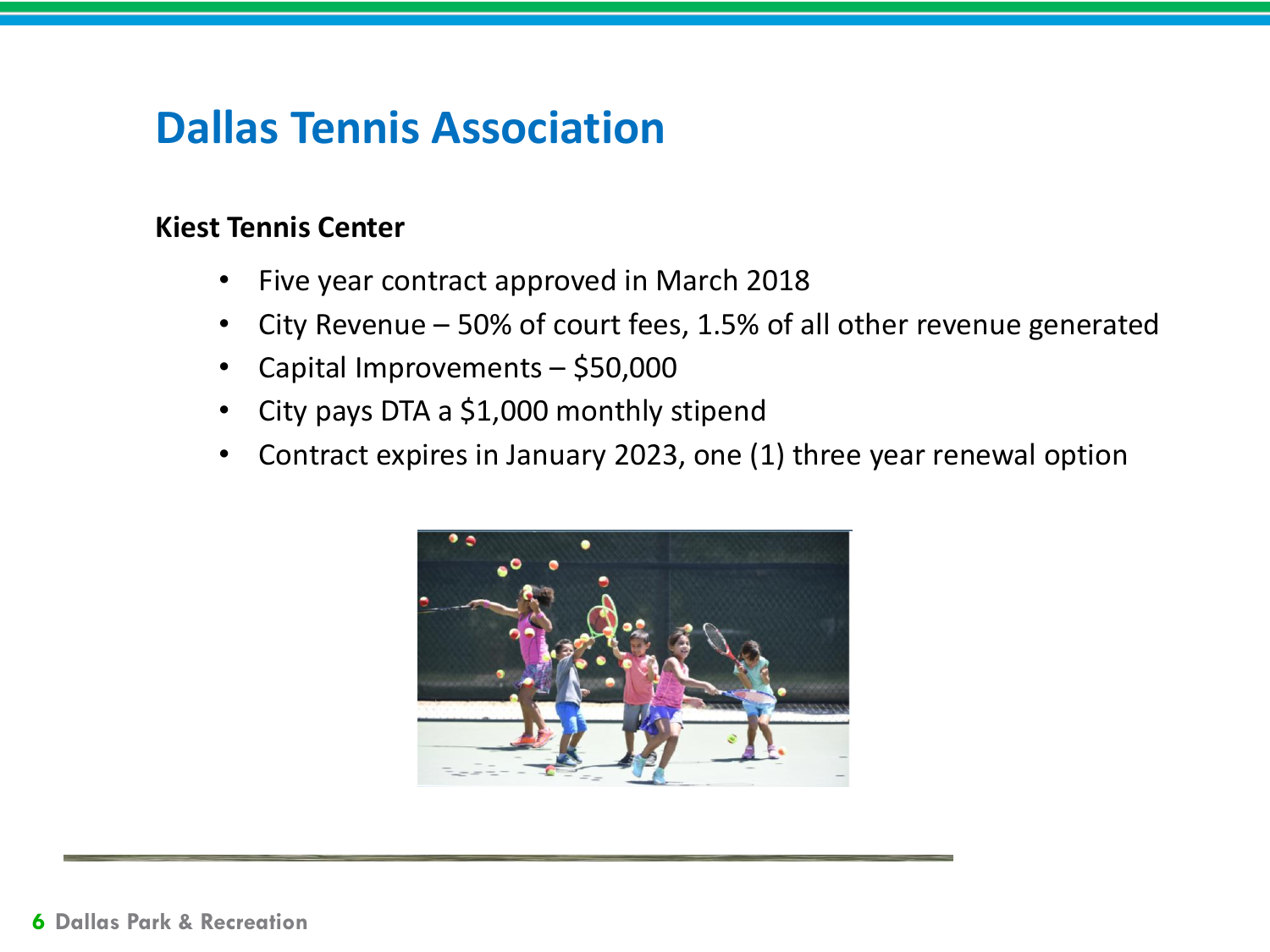# Dallas Tennis Association

**Kiest Tennis Center**

- Five year contract approved in March 2018
- City Revenue – 50% of court fees, 1.5% of all other revenue generated
- Capital Improvements – $50,000
- City pays DTA a $1,000 monthly stipend
- Contract expires in January 2023, one (1) three year renewal option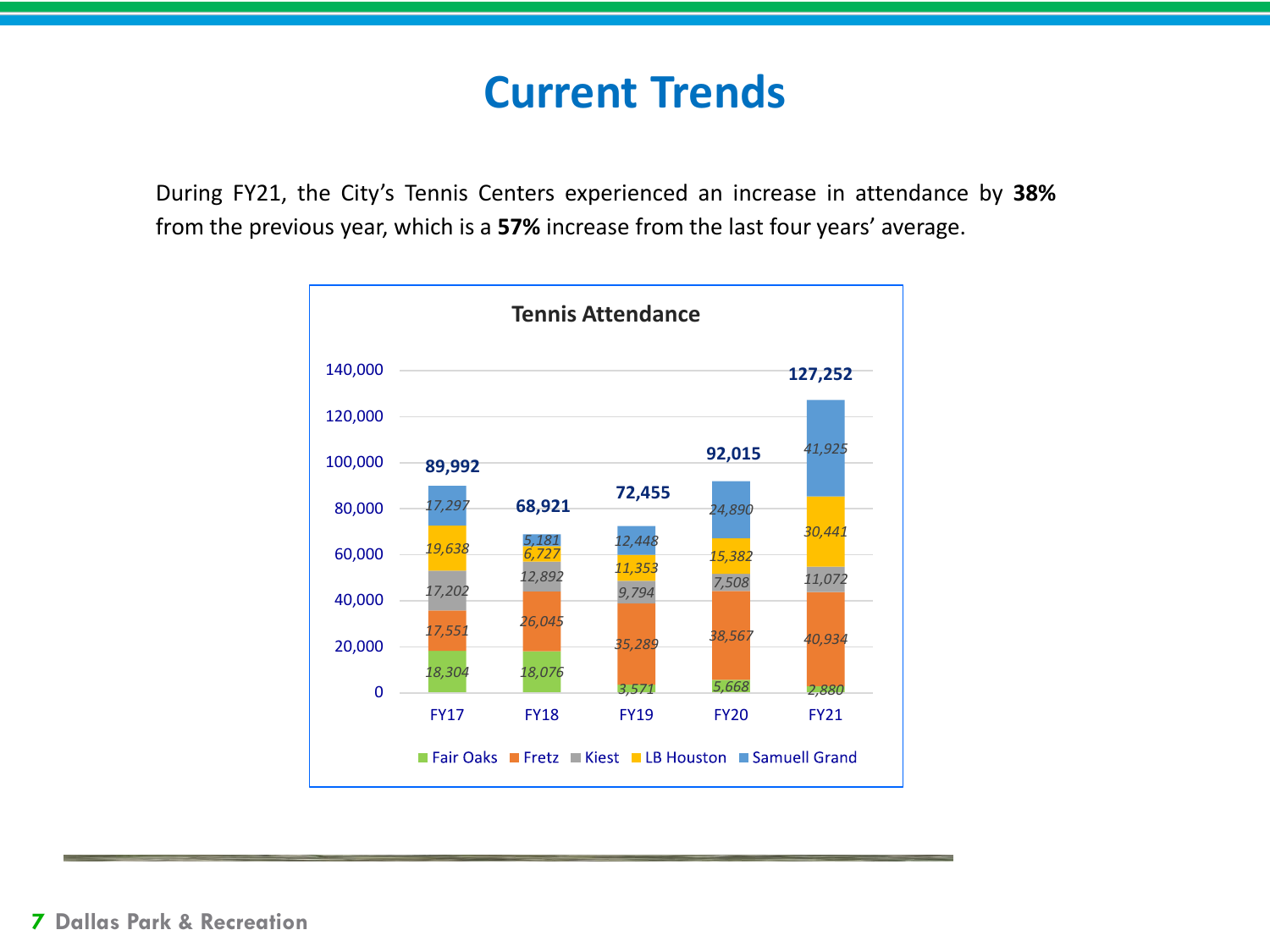# Current Trends

During FY21, the City's Tennis Centers experienced an increase in attendance by **38%** from the previous year, which is a **57%** increase from the last four years' average.

**Tennis Attendance**

| | FY17 | FY18 | FY19 | FY20 | FY21 |
|---|---|---|---|---|---|
| Fair Oaks | 18,304 | 18,076 | 3,571 | 5,668 | 2,880 |
| Fretz | 17,551 | 26,045 | 35,289 | 38,567 | 40,934 |
| Kiest | 17,202 | 12,892 | 9,794 | 7,508 | 11,072 |
| LB Houston | 19,638 | 6,727 | 11,353 | 15,382 | 30,441 |
| Samuell Grand | 17,297 | 5,181 | 12,448 | 24,890 | 41,925 |
| **Total** | **89,992** | **68,921** | **72,455** | **92,015** | **127,252** |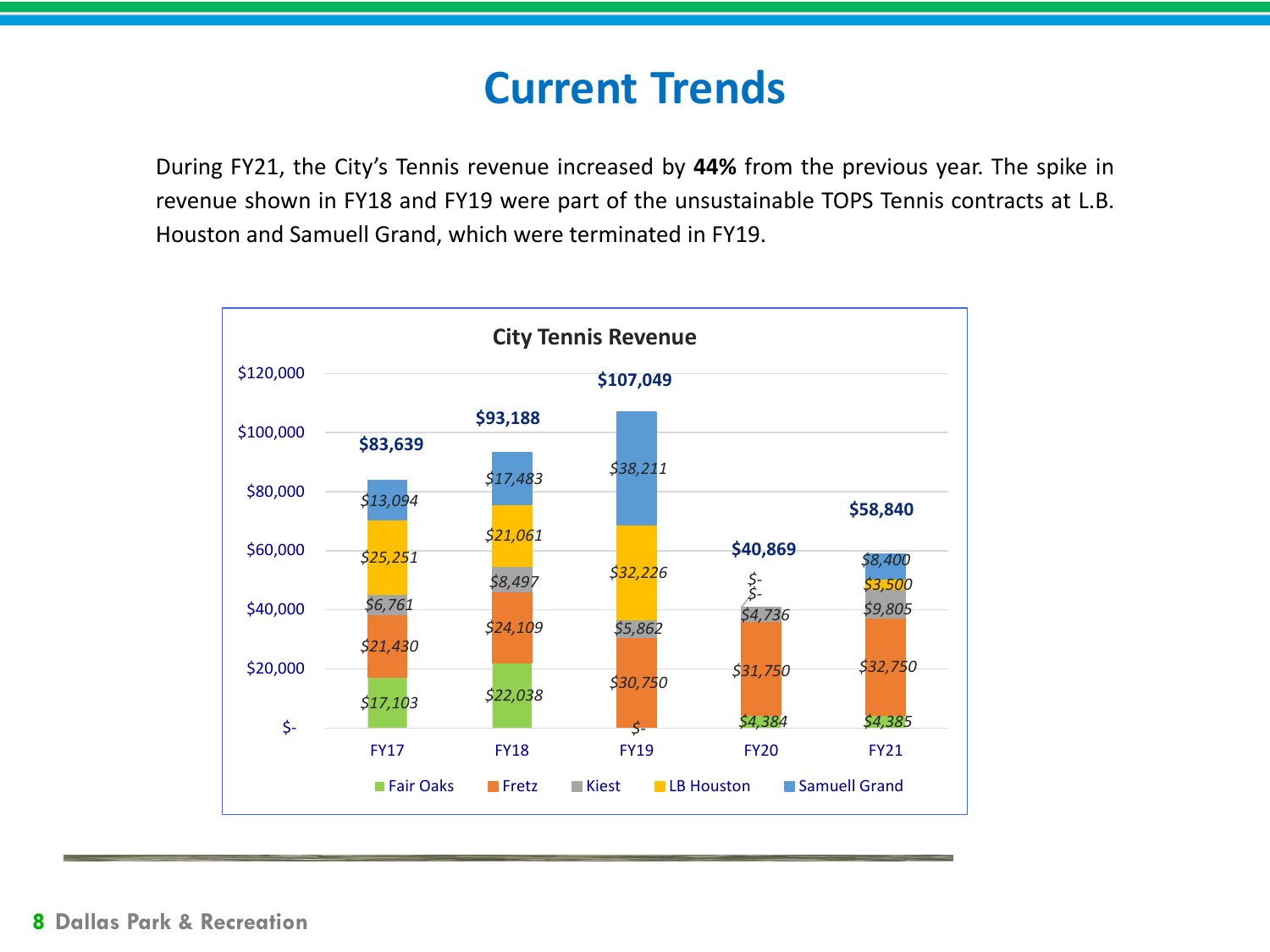# Current Trends

During FY21, the City's Tennis revenue increased by **44%** from the previous year. The spike in revenue shown in FY18 and FY19 were part of the unsustainable TOPS Tennis contracts at L.B. Houston and Samuell Grand, which were terminated in FY19.

**City Tennis Revenue**

| | FY17 | FY18 | FY19 | FY20 | FY21 |
|---|---|---|---|---|---|
| Fair Oaks | $17,103 | $22,038 | $- | $4,384 | $4,385 |
| Fretz | $21,430 | $24,109 | $30,750 | $31,750 | $32,750 |
| Kiest | $6,761 | $8,497 | $5,862 | $4,736 | $9,805 |
| LB Houston | $25,251 | $21,061 | $32,226 | $- | $3,500 |
| Samuell Grand | $13,094 | $17,483 | $38,211 | $- | $8,400 |
| Total | $83,639 | $93,188 | $107,049 | $40,869 | $58,840 |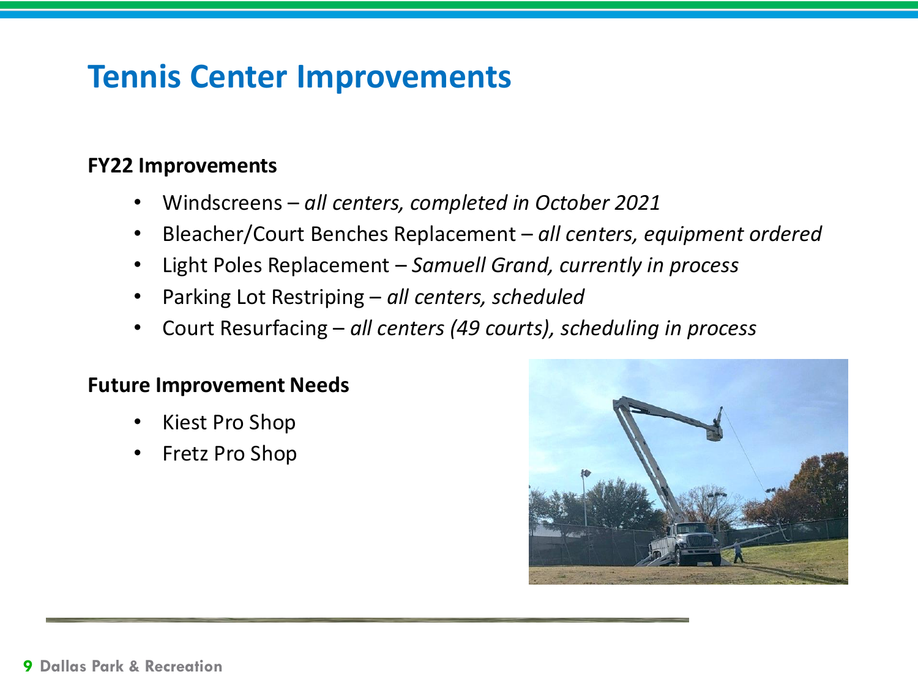# Tennis Center Improvements

**FY22 Improvements**

- Windscreens – *all centers, completed in October 2021*
- Bleacher/Court Benches Replacement – *all centers, equipment ordered*
- Light Poles Replacement – *Samuell Grand, currently in process*
- Parking Lot Restriping – *all centers, scheduled*
- Court Resurfacing – *all centers (49 courts), scheduling in process*

**Future Improvement Needs**

- Kiest Pro Shop
- Fretz Pro Shop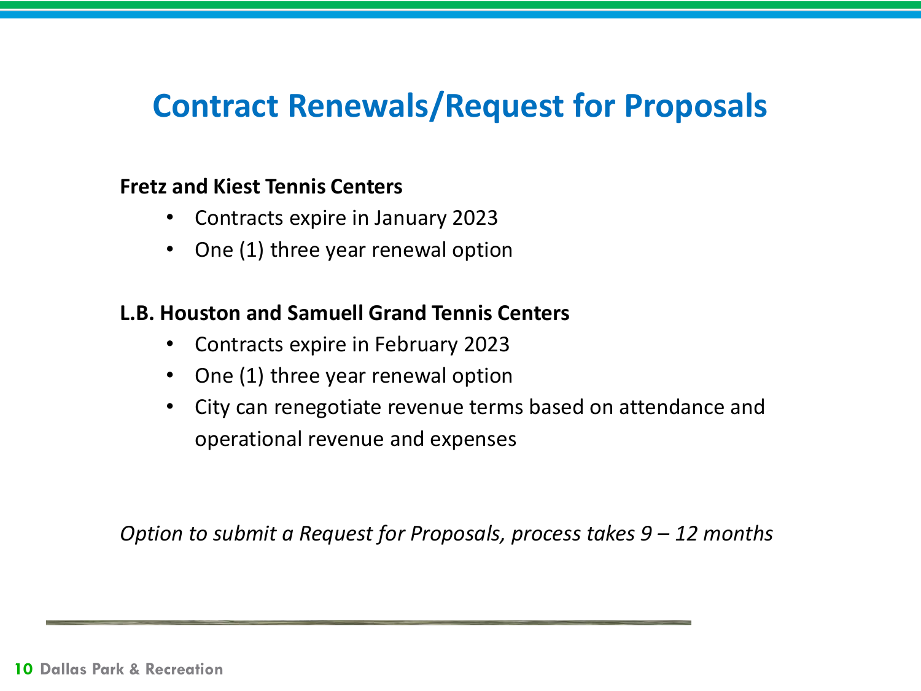# Contract Renewals/Request for Proposals

**Fretz and Kiest Tennis Centers**

- Contracts expire in January 2023
- One (1) three year renewal option

**L.B. Houston and Samuell Grand Tennis Centers**

- Contracts expire in February 2023
- One (1) three year renewal option
- City can renegotiate revenue terms based on attendance and operational revenue and expenses

*Option to submit a Request for Proposals, process takes 9 – 12 months*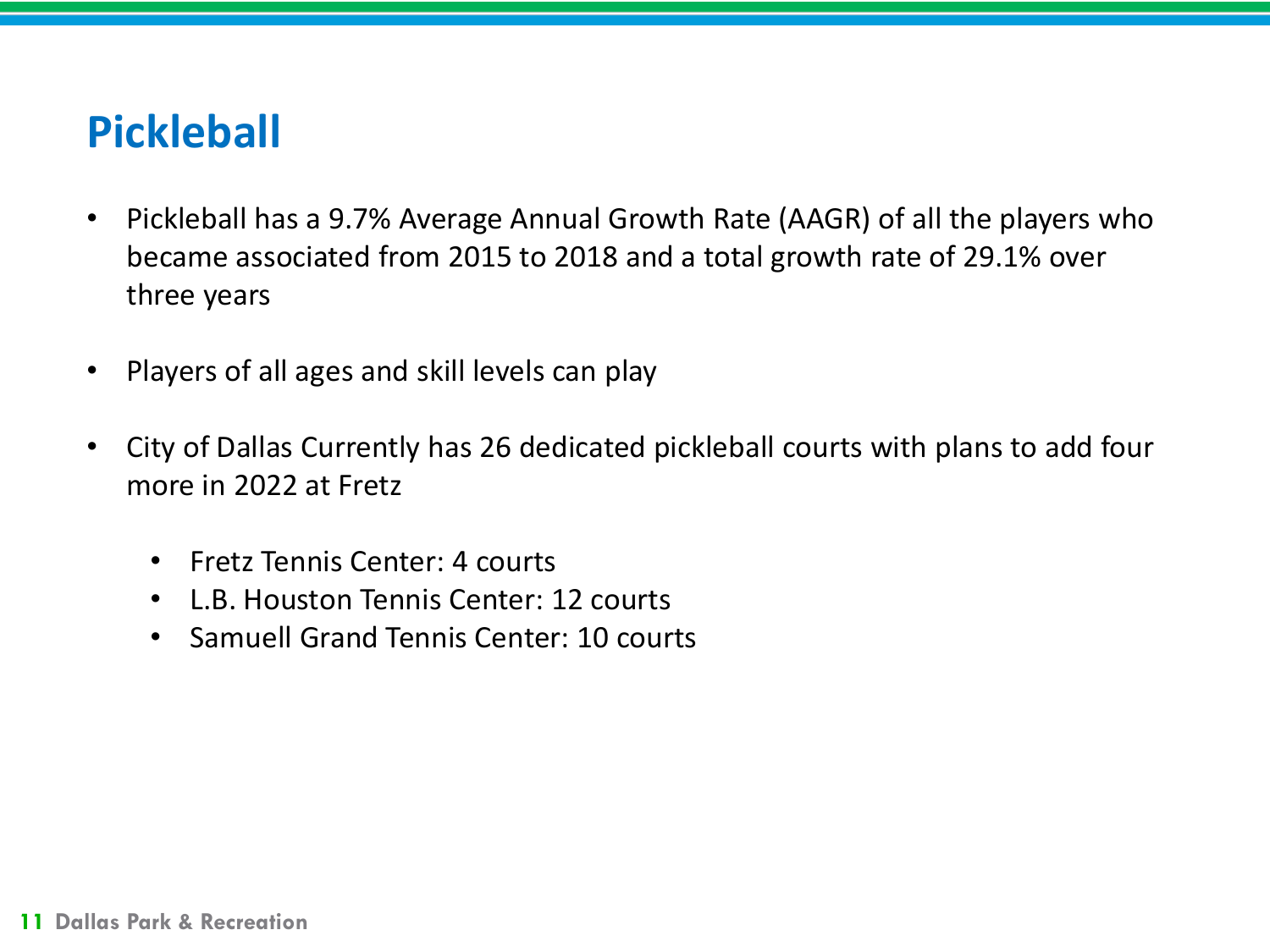# Pickleball

- Pickleball has a 9.7% Average Annual Growth Rate (AAGR) of all the players who became associated from 2015 to 2018 and a total growth rate of 29.1% over three years

- Players of all ages and skill levels can play

- City of Dallas Currently has 26 dedicated pickleball courts with plans to add four more in 2022 at Fretz

  - Fretz Tennis Center: 4 courts
  - L.B. Houston Tennis Center: 12 courts
  - Samuell Grand Tennis Center: 10 courts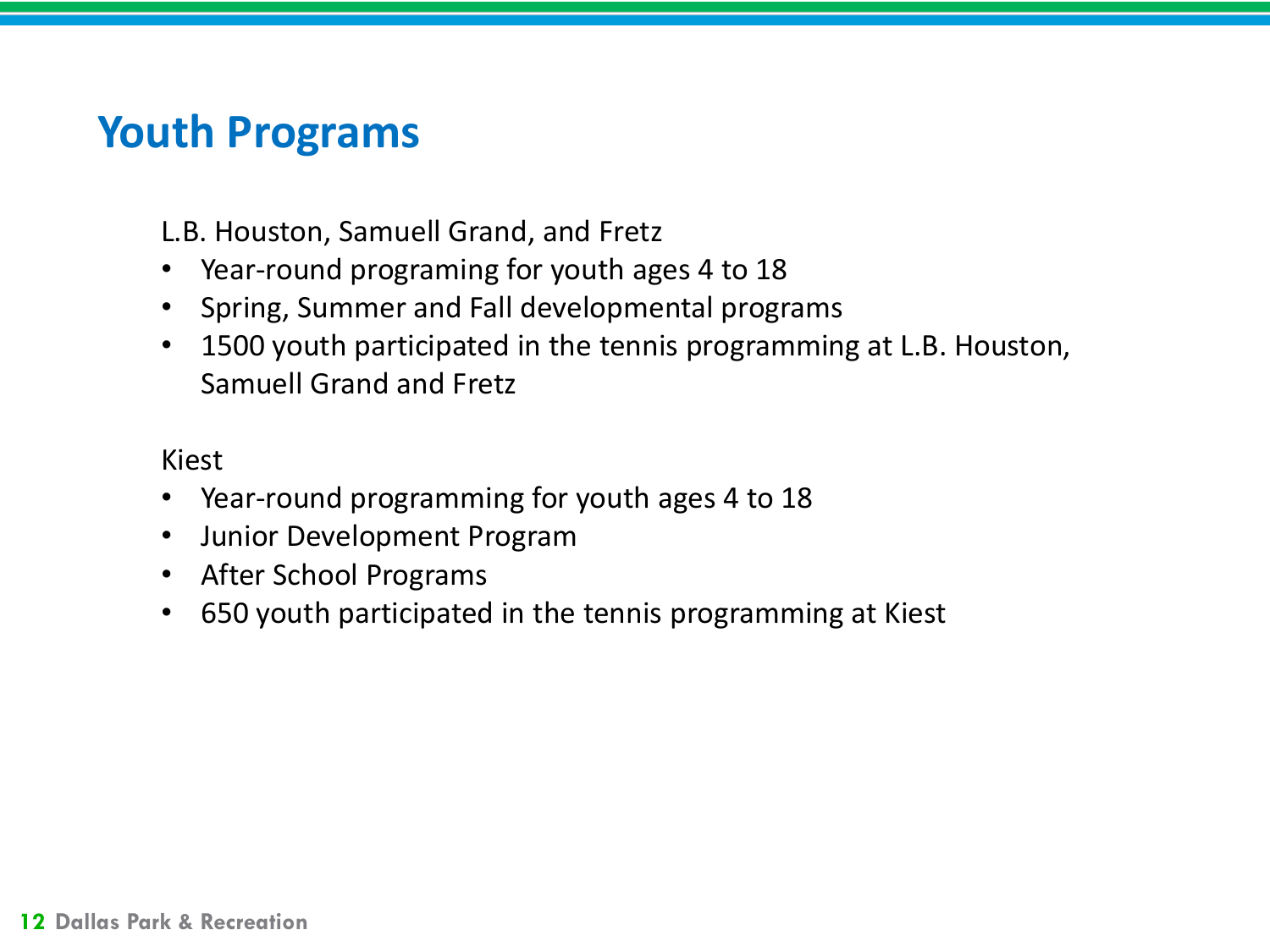# Youth Programs

L.B. Houston, Samuell Grand, and Fretz

- Year-round programing for youth ages 4 to 18
- Spring, Summer and Fall developmental programs
- 1500 youth participated in the tennis programming at L.B. Houston, Samuell Grand and Fretz

Kiest

- Year-round programming for youth ages 4 to 18
- Junior Development Program
- After School Programs
- 650 youth participated in the tennis programming at Kiest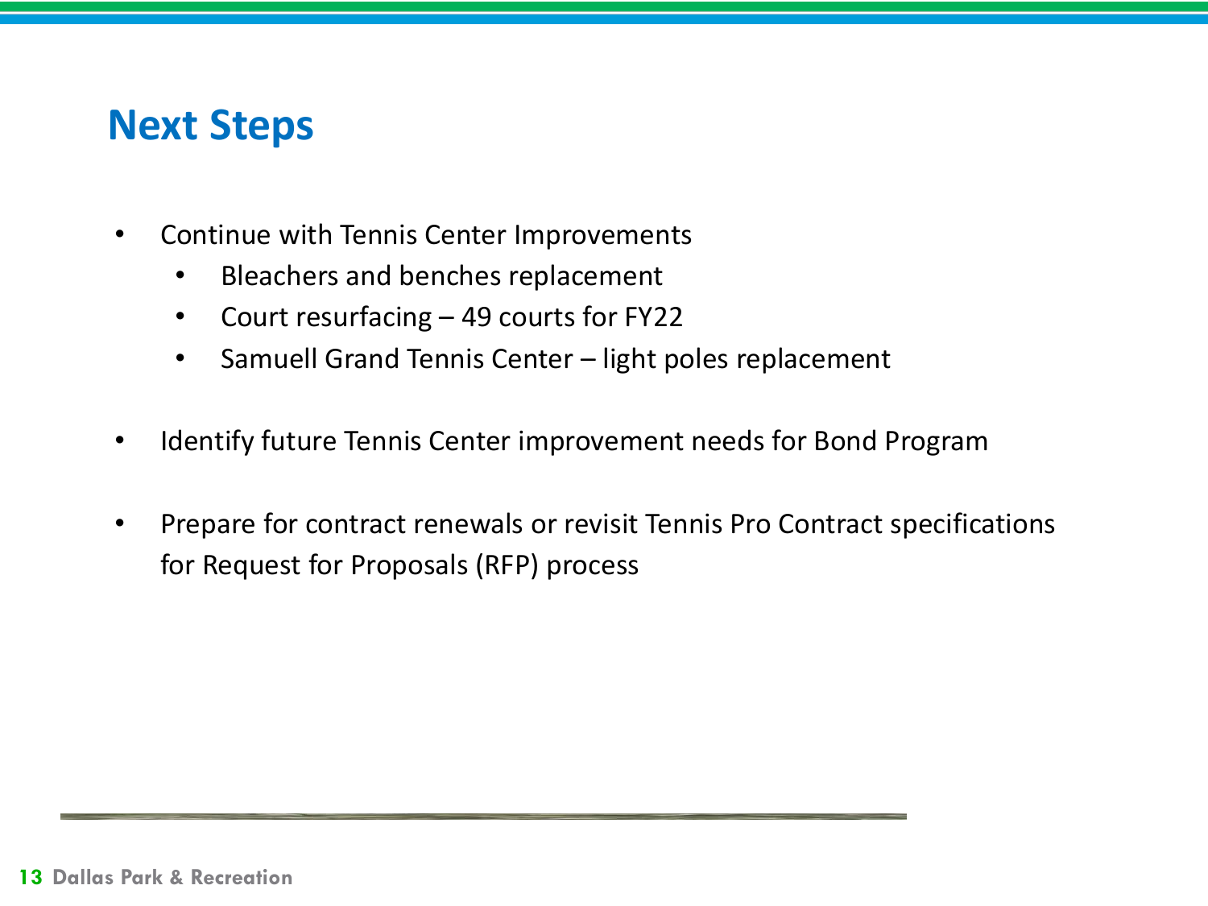# Next Steps

- Continue with Tennis Center Improvements
  - Bleachers and benches replacement
  - Court resurfacing – 49 courts for FY22
  - Samuell Grand Tennis Center – light poles replacement

- Identify future Tennis Center improvement needs for Bond Program

- Prepare for contract renewals or revisit Tennis Pro Contract specifications for Request for Proposals (RFP) process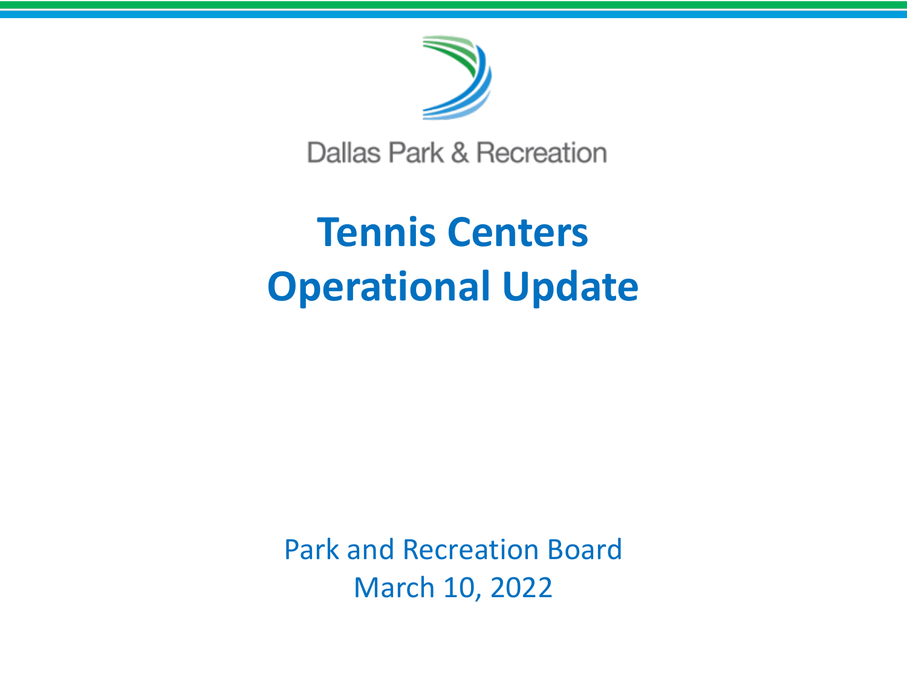Dallas Park & Recreation

# Tennis Centers Operational Update

Park and Recreation Board
March 10, 2022